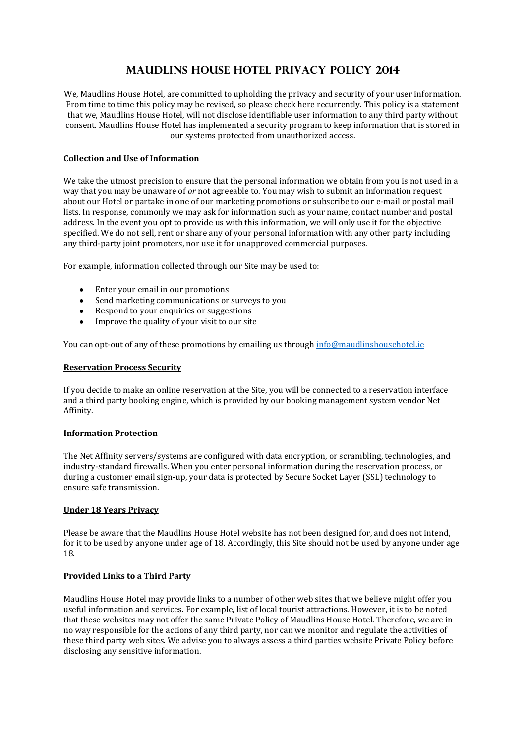# Maudlins House Hotel Privacy Policy 2014

We, Maudlins House Hotel, are committed to upholding the privacy and security of your user information. From time to time this policy may be revised, so please check here recurrently. This policy is a statement that we, Maudlins House Hotel, will not disclose identifiable user information to any third party without consent. Maudlins House Hotel has implemented a security program to keep information that is stored in our systems protected from unauthorized access.

**Collection and Use of Information**

We take the utmost precision to ensure that the personal information we obtain from you is not used in a way that you may be unaware of *or* not agreeable to. You may wish to submit an information request about our Hotel or partake in one of our marketing promotions or subscribe to our e-mail or postal mail lists. In response, commonly we may ask for information such as your name, contact number and postal address. In the event you opt to provide us with this information, we will only use it for the objective specified. We do not sell, rent or share any of your personal information with any other party including any third-party joint promoters, nor use it for unapproved commercial purposes.

For example, information collected through our Site may be used to:

- Enter your email in our promotions
- Send marketing communications or surveys to you
- Respond to your enquiries or suggestions
- Improve the quality of your visit to our site

You can opt-out of any of these promotions by emailing us through info@maudlinshousehotel.ie

**Reservation Process Security**

If you decide to make an online reservation at the Site, you will be connected to a reservation interface and a third party booking engine, which is provided by our booking management system vendor Net Affinity.

**Information Protection**

The Net Affinity servers/systems are configured with data encryption, or scrambling, technologies, and industry-standard firewalls. When you enter personal information during the reservation process, or during a customer email sign-up, your data is protected by Secure Socket Layer (SSL) technology to ensure safe transmission.

**Under 18 Years Privacy**

Please be aware that the Maudlins House Hotel website has not been designed for, and does not intend, for it to be used by anyone under age of 18. Accordingly, this Site should not be used by anyone under age 18.

**Provided Links to a Third Party**

Maudlins House Hotel may provide links to a number of other web sites that we believe might offer you useful information and services. For example, list of local tourist attractions. However, it is to be noted that these websites may not offer the same Private Policy of Maudlins House Hotel. Therefore, we are in no way responsible for the actions of any third party, nor can we monitor and regulate the activities of these third party web sites. We advise you to always assess a third parties website Private Policy before disclosing any sensitive information.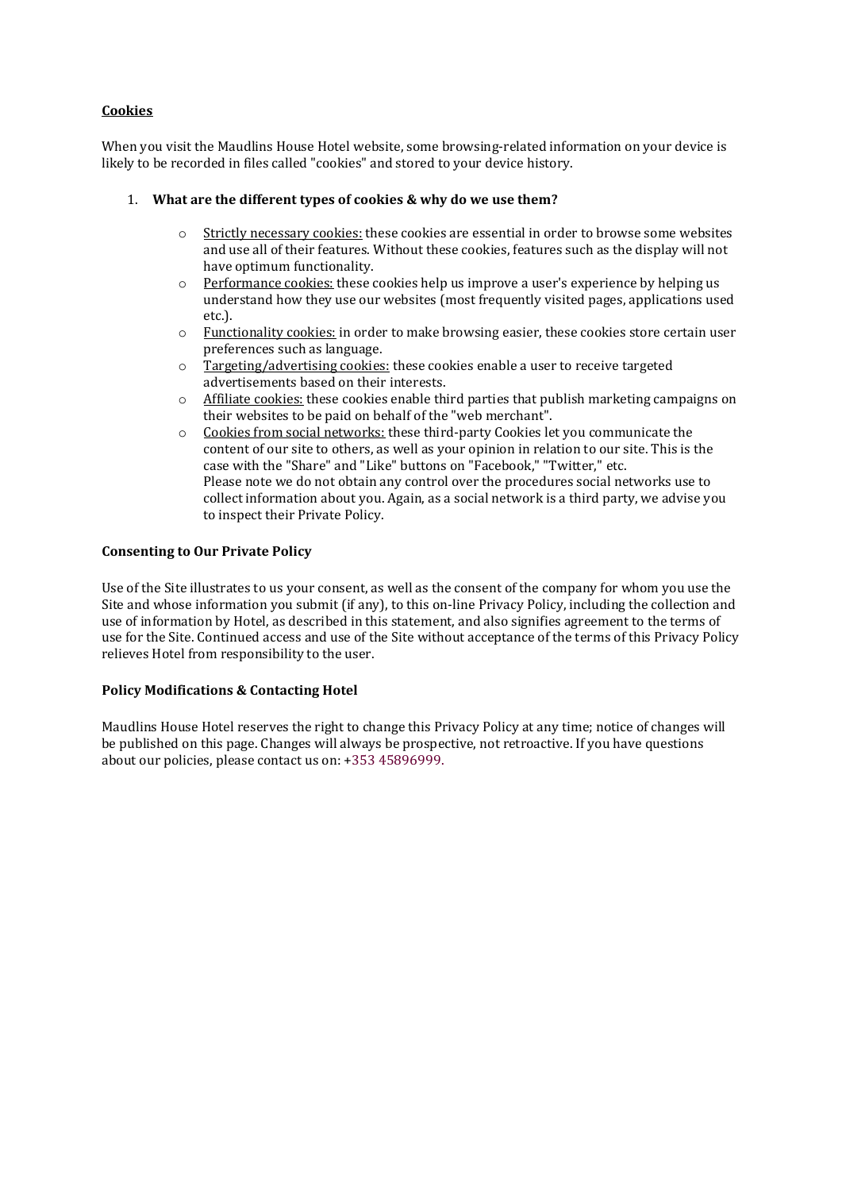**<u>Cookies</u>**

When you visit the Maudlins House Hotel website, some browsing-related information on your device is likely to be recorded in files called "cookies" and stored to your device history.

1. **What are the different types of cookies & why do we use them?**

   - <u>Strictly necessary cookies:</u> these cookies are essential in order to browse some websites and use all of their features. Without these cookies, features such as the display will not have optimum functionality.
   - <u>Performance cookies:</u> these cookies help us improve a user's experience by helping us understand how they use our websites (most frequently visited pages, applications used etc.).
   - <u>Functionality cookies:</u> in order to make browsing easier, these cookies store certain user preferences such as language.
   - <u>Targeting/advertising cookies:</u> these cookies enable a user to receive targeted advertisements based on their interests.
   - <u>Affiliate cookies:</u> these cookies enable third parties that publish marketing campaigns on their websites to be paid on behalf of the "web merchant".
   - <u>Cookies from social networks:</u> these third-party Cookies let you communicate the content of our site to others, as well as your opinion in relation to our site. This is the case with the "Share" and "Like" buttons on "Facebook," "Twitter," etc.
     Please note we do not obtain any control over the procedures social networks use to collect information about you. Again, as a social network is a third party, we advise you to inspect their Private Policy.

**Consenting to Our Private Policy**

Use of the Site illustrates to us your consent, as well as the consent of the company for whom you use the Site and whose information you submit (if any), to this on-line Privacy Policy, including the collection and use of information by Hotel, as described in this statement, and also signifies agreement to the terms of use for the Site. Continued access and use of the Site without acceptance of the terms of this Privacy Policy relieves Hotel from responsibility to the user.

**Policy Modifications & Contacting Hotel**

Maudlins House Hotel reserves the right to change this Privacy Policy at any time; notice of changes will be published on this page. Changes will always be prospective, not retroactive. If you have questions about our policies, please contact us on: +353 45896999.